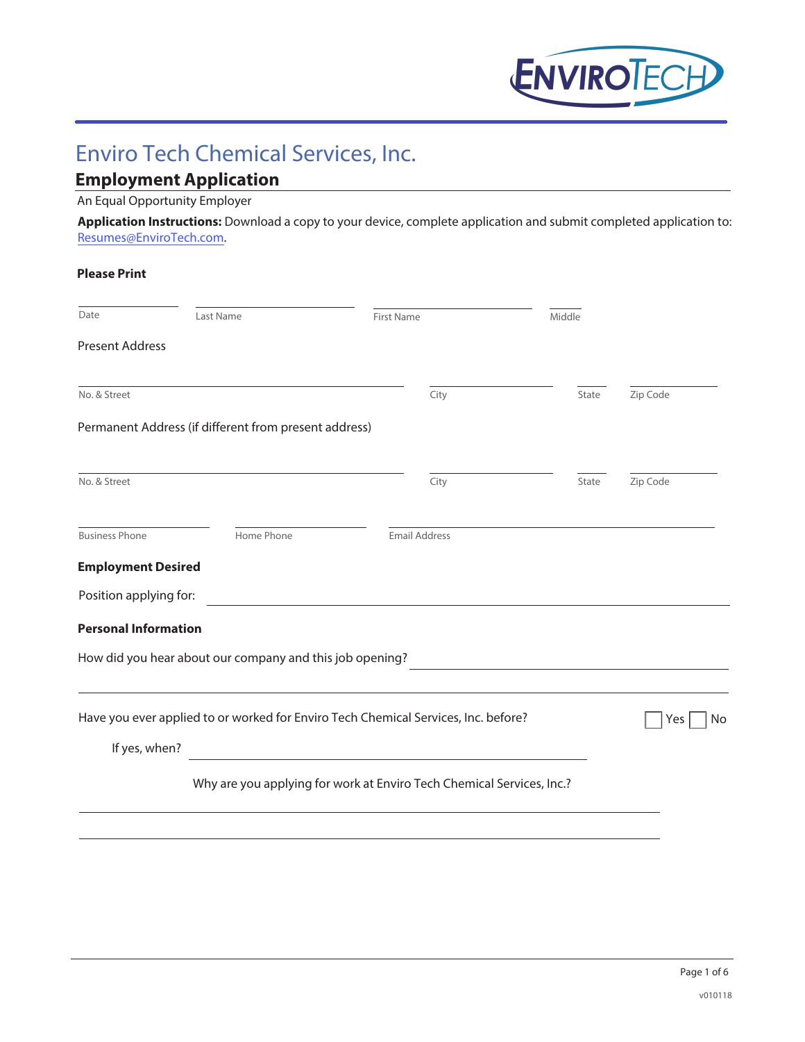# Enviro Tech Chemical Services, Inc.

## Employment Application

An Equal Opportunity Employer

**Application Instructions:** Download a copy to your device, complete application and submit completed application to: Resumes@EnviroTech.com.

**Please Print**

| Date | Last Name | First Name | Middle |
|---|---|---|---|
| | | | |

Present Address

| No. & Street | City | State | Zip Code |
|---|---|---|---|
| | | | |

Permanent Address (if different from present address)

| No. & Street | City | State | Zip Code |
|---|---|---|---|
| | | | |

| Business Phone | Home Phone | Email Address |
|---|---|---|
| | | |

**Employment Desired**

Position applying for: ______________________________

**Personal Information**

How did you hear about our company and this job opening? ______________________________

______________________________

Have you ever applied to or worked for Enviro Tech Chemical Services, Inc. before? ☐ Yes ☐ No

If yes, when? ______________________________

Why are you applying for work at Enviro Tech Chemical Services, Inc.?

______________________________

______________________________

v010118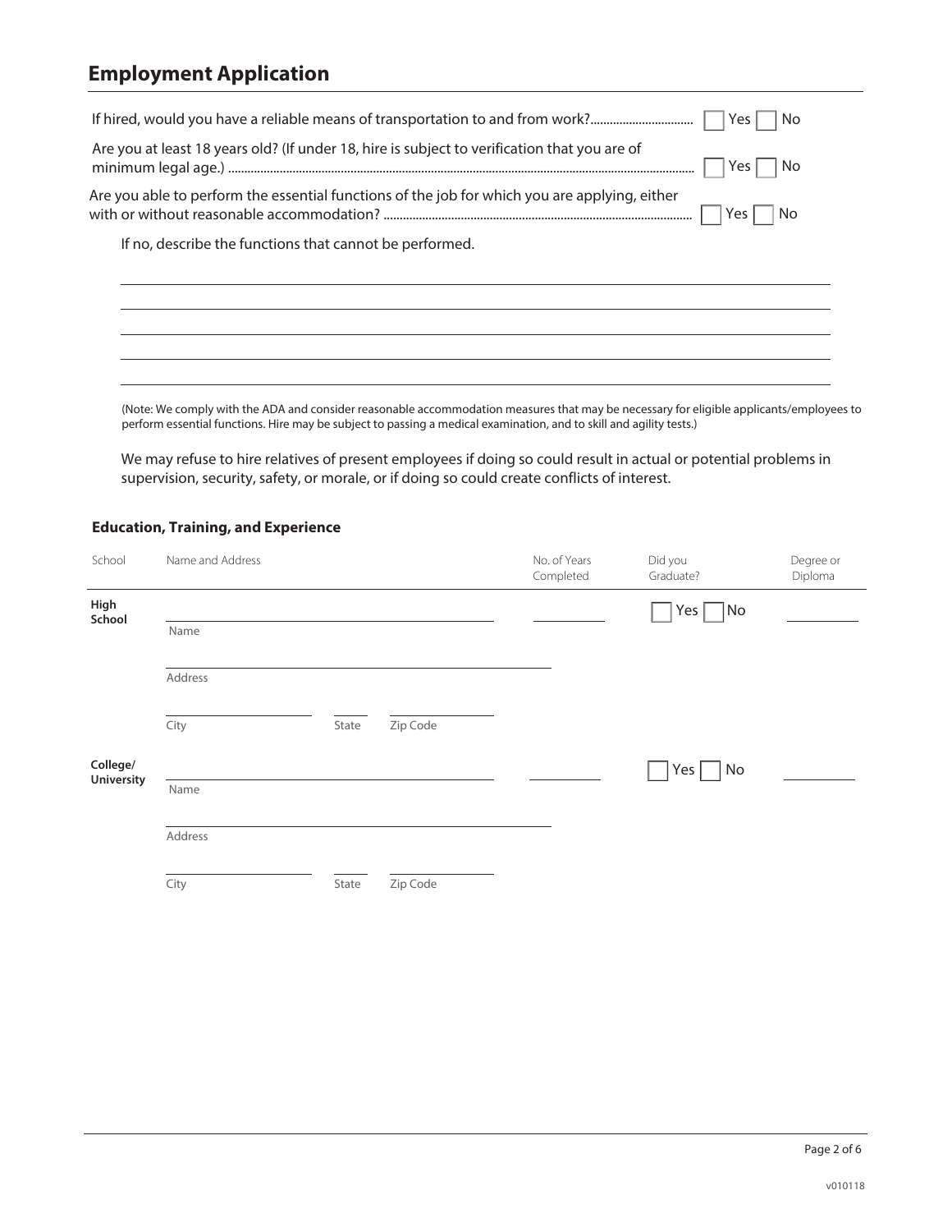## Employment Application

If hired, would you have a reliable means of transportation to and from work?................................ ☐ Yes ☐ No

Are you at least 18 years old? (If under 18, hire is subject to verification that you are of minimum legal age.) ................................ ☐ Yes ☐ No

Are you able to perform the essential functions of the job for which you are applying, either with or without reasonable accommodation? ................................ ☐ Yes ☐ No

If no, describe the functions that cannot be performed.

\_\_\_\_\_\_\_\_\_\_\_\_\_\_\_\_\_\_\_\_\_\_\_\_\_\_\_\_\_\_\_\_\_\_\_\_\_\_\_\_\_\_\_\_\_\_\_\_\_\_\_\_\_\_\_\_\_\_\_\_

\_\_\_\_\_\_\_\_\_\_\_\_\_\_\_\_\_\_\_\_\_\_\_\_\_\_\_\_\_\_\_\_\_\_\_\_\_\_\_\_\_\_\_\_\_\_\_\_\_\_\_\_\_\_\_\_\_\_\_\_

\_\_\_\_\_\_\_\_\_\_\_\_\_\_\_\_\_\_\_\_\_\_\_\_\_\_\_\_\_\_\_\_\_\_\_\_\_\_\_\_\_\_\_\_\_\_\_\_\_\_\_\_\_\_\_\_\_\_\_\_

\_\_\_\_\_\_\_\_\_\_\_\_\_\_\_\_\_\_\_\_\_\_\_\_\_\_\_\_\_\_\_\_\_\_\_\_\_\_\_\_\_\_\_\_\_\_\_\_\_\_\_\_\_\_\_\_\_\_\_\_

\_\_\_\_\_\_\_\_\_\_\_\_\_\_\_\_\_\_\_\_\_\_\_\_\_\_\_\_\_\_\_\_\_\_\_\_\_\_\_\_\_\_\_\_\_\_\_\_\_\_\_\_\_\_\_\_\_\_\_\_

(Note: We comply with the ADA and consider reasonable accommodation measures that may be necessary for eligible applicants/employees to perform essential functions. Hire may be subject to passing a medical examination, and to skill and agility tests.)

We may refuse to hire relatives of present employees if doing so could result in actual or potential problems in supervision, security, safety, or morale, or if doing so could create conflicts of interest.

### Education, Training, and Experience

| School | Name and Address | No. of Years Completed | Did you Graduate? | Degree or Diploma |
|---|---|---|---|---|
| **High School** | Name: \_\_\_\_\_\_\_\_<br>Address: \_\_\_\_\_\_\_\_<br>City: \_\_\_\_\_\_ State: \_\_\_\_ Zip Code: \_\_\_\_\_\_ | \_\_\_\_\_\_ | ☐ Yes ☐ No | \_\_\_\_\_\_ |
| **College/ University** | Name: \_\_\_\_\_\_\_\_<br>Address: \_\_\_\_\_\_\_\_<br>City: \_\_\_\_\_\_ State: \_\_\_\_ Zip Code: \_\_\_\_\_\_ | \_\_\_\_\_\_ | ☐ Yes ☐ No | \_\_\_\_\_\_ |

v010118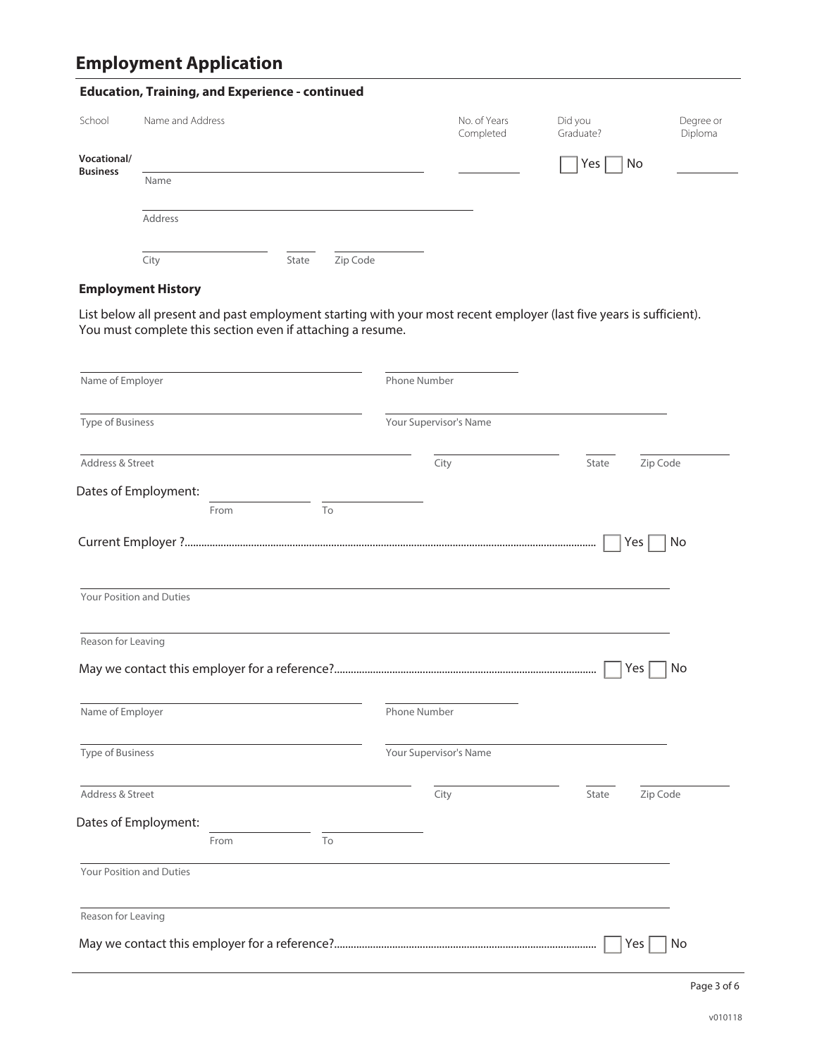# Employment Application

### Education, Training, and Experience - continued

| School | Name and Address | No. of Years Completed | Did you Graduate? | Degree or Diploma |
|---|---|---|---|---|
| **Vocational/ Business** | Name: ______________ | ______ | ☐ Yes ☐ No | ______ |
| | Address: ______________ | | | |
| | City: ______ State: ______ Zip Code: ______ | | | |

### Employment History

List below all present and past employment starting with your most recent employer (last five years is sufficient). You must complete this section even if attaching a resume.

Name of Employer: ______________ Phone Number: ______________

Type of Business: ______________ Your Supervisor's Name: ______________

Address & Street: ______________ City: ______________ State: ______ Zip Code: ______

Dates of Employment: From ______ To ______

Current Employer ?................................................................ ☐ Yes ☐ No

Your Position and Duties: ______________

Reason for Leaving: ______________

May we contact this employer for a reference?................................................................ ☐ Yes ☐ No

Name of Employer: ______________ Phone Number: ______________

Type of Business: ______________ Your Supervisor's Name: ______________

Address & Street: ______________ City: ______________ State: ______ Zip Code: ______

Dates of Employment: From ______ To ______

Your Position and Duties: ______________

Reason for Leaving: ______________

May we contact this employer for a reference?................................................................ ☐ Yes ☐ No

v010118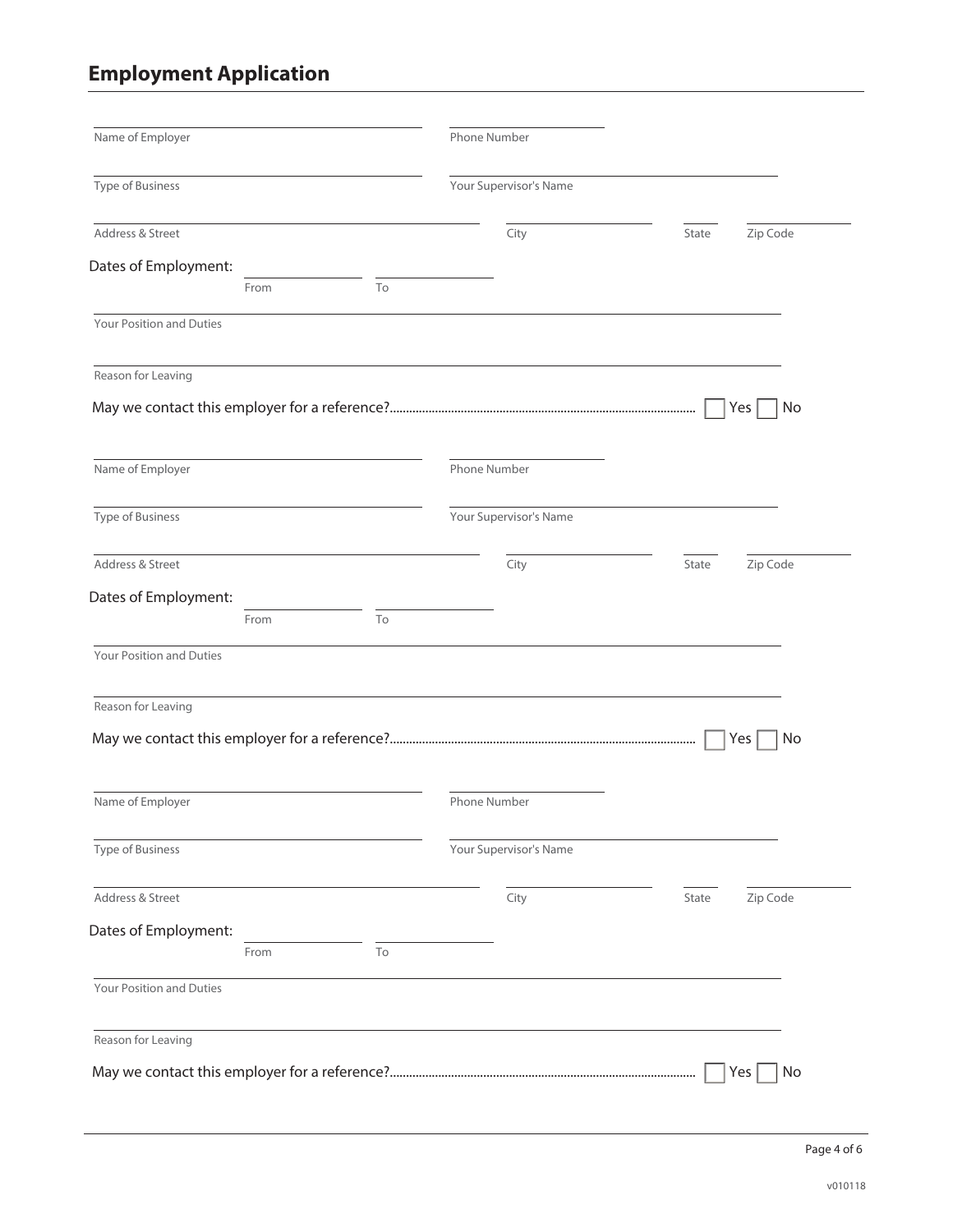## Employment Application

Name of Employer ______________________ Phone Number ______________

Type of Business ______________________ Your Supervisor's Name ______________________

Address & Street ______________________ City ______________ State ____ Zip Code ________

Dates of Employment: From __________ To __________

Your Position and Duties ______________________________________________

Reason for Leaving ______________________________________________

May we contact this employer for a reference?............................................................................................ ☐ Yes ☐ No

Name of Employer ______________________ Phone Number ______________

Type of Business ______________________ Your Supervisor's Name ______________________

Address & Street ______________________ City ______________ State ____ Zip Code ________

Dates of Employment: From __________ To __________

Your Position and Duties ______________________________________________

Reason for Leaving ______________________________________________

May we contact this employer for a reference?............................................................................................ ☐ Yes ☐ No

Name of Employer ______________________ Phone Number ______________

Type of Business ______________________ Your Supervisor's Name ______________________

Address & Street ______________________ City ______________ State ____ Zip Code ________

Dates of Employment: From __________ To __________

Your Position and Duties ______________________________________________

Reason for Leaving ______________________________________________

May we contact this employer for a reference?............................................................................................ ☐ Yes ☐ No

v010118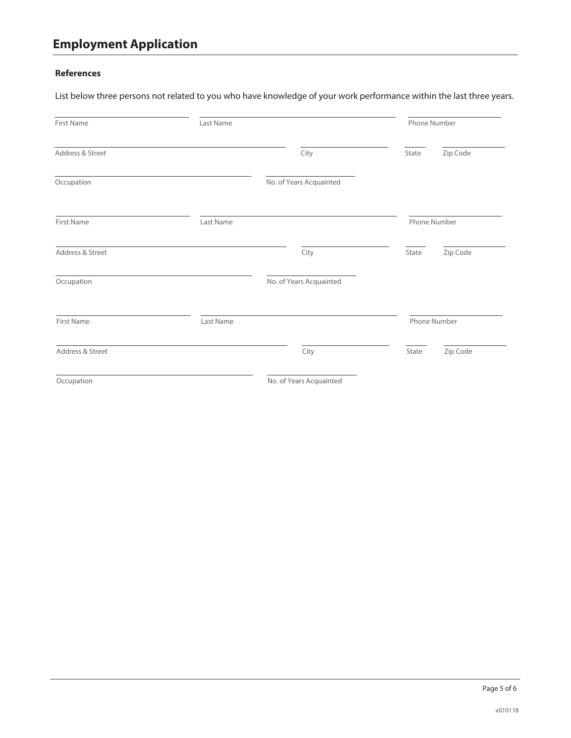# Employment Application

**References**

List below three persons not related to you who have knowledge of your work performance within the last three years.

First Name ______________________ Last Name ______________________ Phone Number ______________________

Address & Street ______________________ City ______________________ State ______ Zip Code ______________________

Occupation ______________________ No. of Years Acquainted ______________________

First Name ______________________ Last Name ______________________ Phone Number ______________________

Address & Street ______________________ City ______________________ State ______ Zip Code ______________________

Occupation ______________________ No. of Years Acquainted ______________________

First Name ______________________ Last Name ______________________ Phone Number ______________________

Address & Street ______________________ City ______________________ State ______ Zip Code ______________________

Occupation ______________________ No. of Years Acquainted ______________________

v010118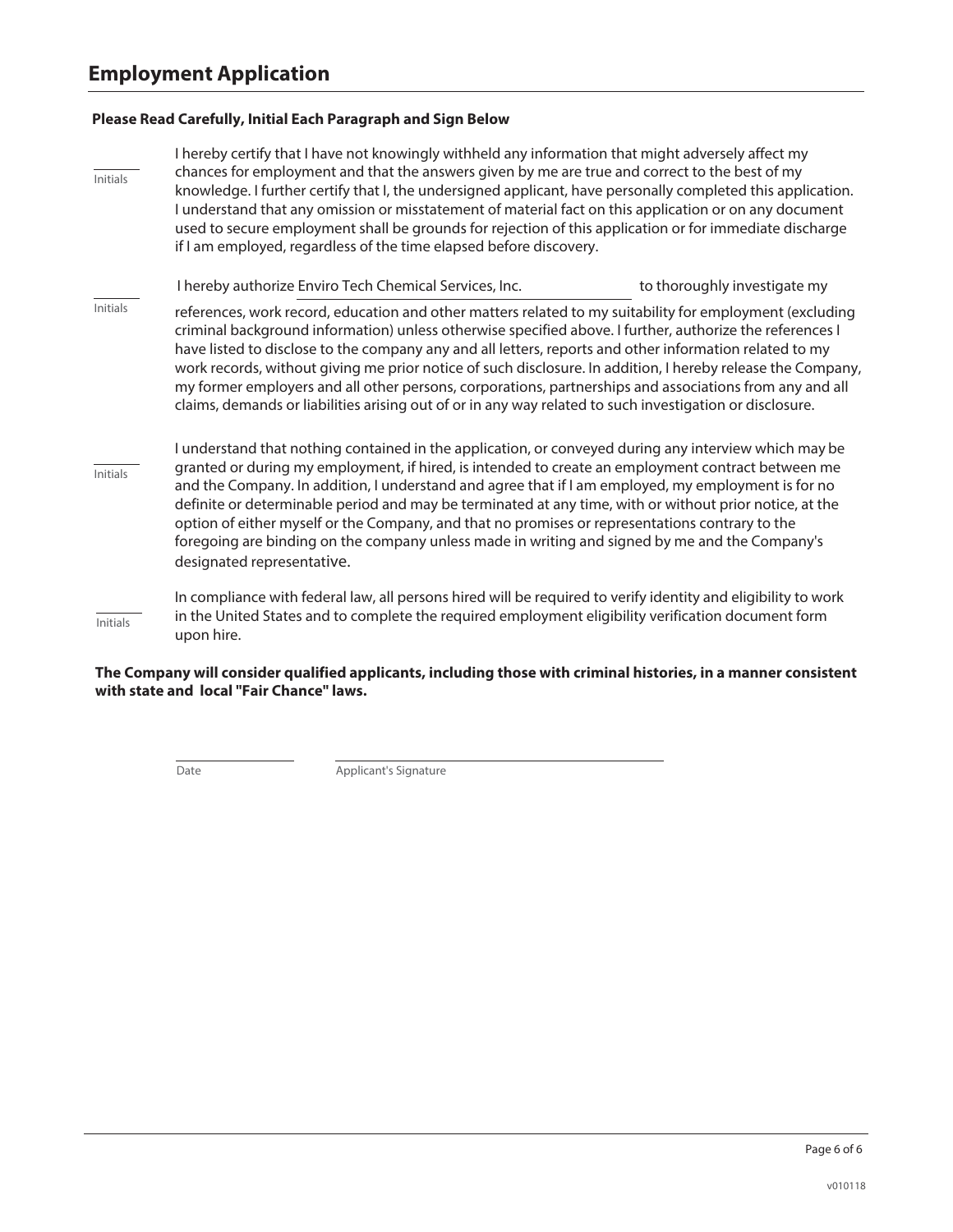## Employment Application

**Please Read Carefully, Initial Each Paragraph and Sign Below**

_______ Initials

I hereby certify that I have not knowingly withheld any information that might adversely affect my chances for employment and that the answers given by me are true and correct to the best of my knowledge. I further certify that I, the undersigned applicant, have personally completed this application. I understand that any omission or misstatement of material fact on this application or on any document used to secure employment shall be grounds for rejection of this application or for immediate discharge if I am employed, regardless of the time elapsed before discovery.

_______ Initials

I hereby authorize Enviro Tech Chemical Services, Inc. to thoroughly investigate my references, work record, education and other matters related to my suitability for employment (excluding criminal background information) unless otherwise specified above. I further, authorize the references I have listed to disclose to the company any and all letters, reports and other information related to my work records, without giving me prior notice of such disclosure. In addition, I hereby release the Company, my former employers and all other persons, corporations, partnerships and associations from any and all claims, demands or liabilities arising out of or in any way related to such investigation or disclosure.

_______ Initials

I understand that nothing contained in the application, or conveyed during any interview which may be granted or during my employment, if hired, is intended to create an employment contract between me and the Company. In addition, I understand and agree that if I am employed, my employment is for no definite or determinable period and may be terminated at any time, with or without prior notice, at the option of either myself or the Company, and that no promises or representations contrary to the foregoing are binding on the company unless made in writing and signed by me and the Company's designated representative.

_______ Initials

In compliance with federal law, all persons hired will be required to verify identity and eligibility to work in the United States and to complete the required employment eligibility verification document form upon hire.

**The Company will consider qualified applicants, including those with criminal histories, in a manner consistent with state and local "Fair Chance" laws.**

_______________ Date

_______________________________ Applicant's Signature

v010118